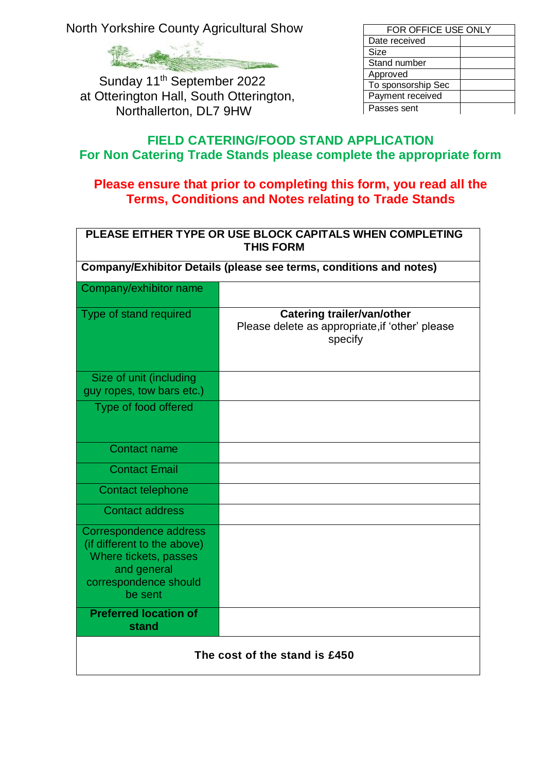North Yorkshire County Agricultural Show

Sunday 11th September 2022
at Otterington Hall, South Otterington,
Northallerton, DL7 9HW

| FOR OFFICE USE ONLY | |
|---|---|
| Date received | |
| Size | |
| Stand number | |
| Approved | |
| To sponsorship Sec | |
| Payment received | |
| Passes sent | |

## FIELD CATERING/FOOD STAND APPLICATION
## For Non Catering Trade Stands please complete the appropriate form

**Please ensure that prior to completing this form, you read all the Terms, Conditions and Notes relating to Trade Stands**

| PLEASE EITHER TYPE OR USE BLOCK CAPITALS WHEN COMPLETING THIS FORM | |
|---|---|
| **Company/Exhibitor Details (please see terms, conditions and notes)** | |
| Company/exhibitor name | |
| Type of stand required | **Catering trailer/van/other** Please delete as appropriate,if 'other' please specify |
| Size of unit (including guy ropes, tow bars etc.) | |
| Type of food offered | |
| Contact name | |
| Contact Email | |
| Contact telephone | |
| Contact address | |
| Correspondence address (if different to the above) Where tickets, passes and general correspondence should be sent | |
| **Preferred location of stand** | |
| **The cost of the stand is £450** | |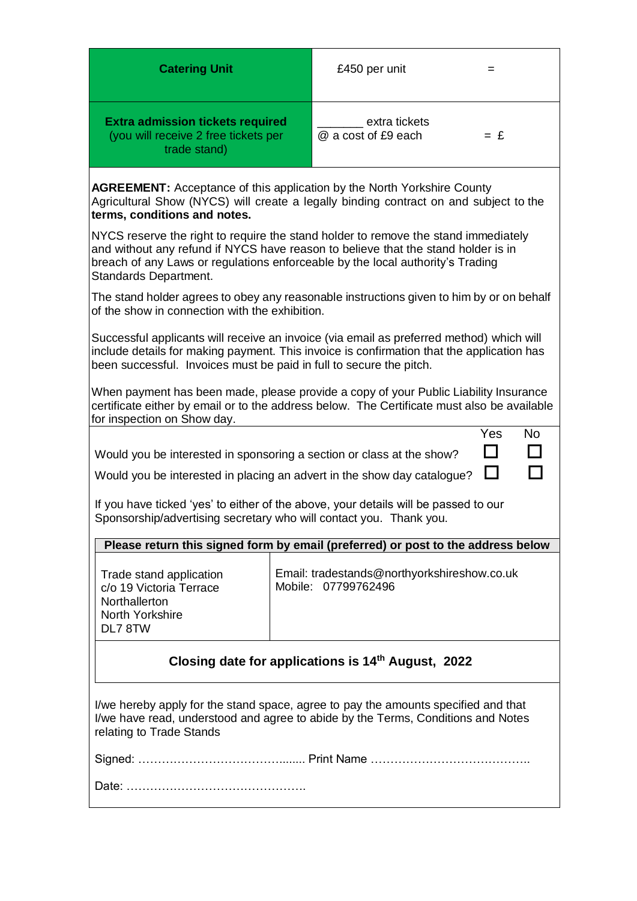| | |
|---|---|
| **Catering Unit** | £450 per unit = |
| **Extra admission tickets required** (you will receive 2 free tickets per trade stand) | _______ extra tickets @ a cost of £9 each = £ |

**AGREEMENT:** Acceptance of this application by the North Yorkshire County Agricultural Show (NYCS) will create a legally binding contract on and subject to the **terms, conditions and notes.**

NYCS reserve the right to require the stand holder to remove the stand immediately and without any refund if NYCS have reason to believe that the stand holder is in breach of any Laws or regulations enforceable by the local authority's Trading Standards Department.

The stand holder agrees to obey any reasonable instructions given to him by or on behalf of the show in connection with the exhibition.

Successful applicants will receive an invoice (via email as preferred method) which will include details for making payment. This invoice is confirmation that the application has been successful. Invoices must be paid in full to secure the pitch.

When payment has been made, please provide a copy of your Public Liability Insurance certificate either by email or to the address below. The Certificate must also be available for inspection on Show day.

| | Yes | No |
|---|---|---|
| Would you be interested in sponsoring a section or class at the show? | ☐ | ☐ |
| Would you be interested in placing an advert in the show day catalogue? | ☐ | ☐ |

If you have ticked 'yes' to either of the above, your details will be passed to our Sponsorship/advertising secretary who will contact you. Thank you.

**Please return this signed form by email (preferred) or post to the address below**

| | |
|---|---|
| Trade stand application<br>c/o 19 Victoria Terrace<br>Northallerton<br>North Yorkshire<br>DL7 8TW | Email: tradestands@northyorkshireshow.co.uk<br>Mobile: 07799762496 |

**Closing date for applications is 14th August, 2022**

I/we hereby apply for the stand space, agree to pay the amounts specified and that I/we have read, understood and agree to abide by the Terms, Conditions and Notes relating to Trade Stands

Signed: …………………….…………......... Print Name …………………………………..

Date: ……………………………………….